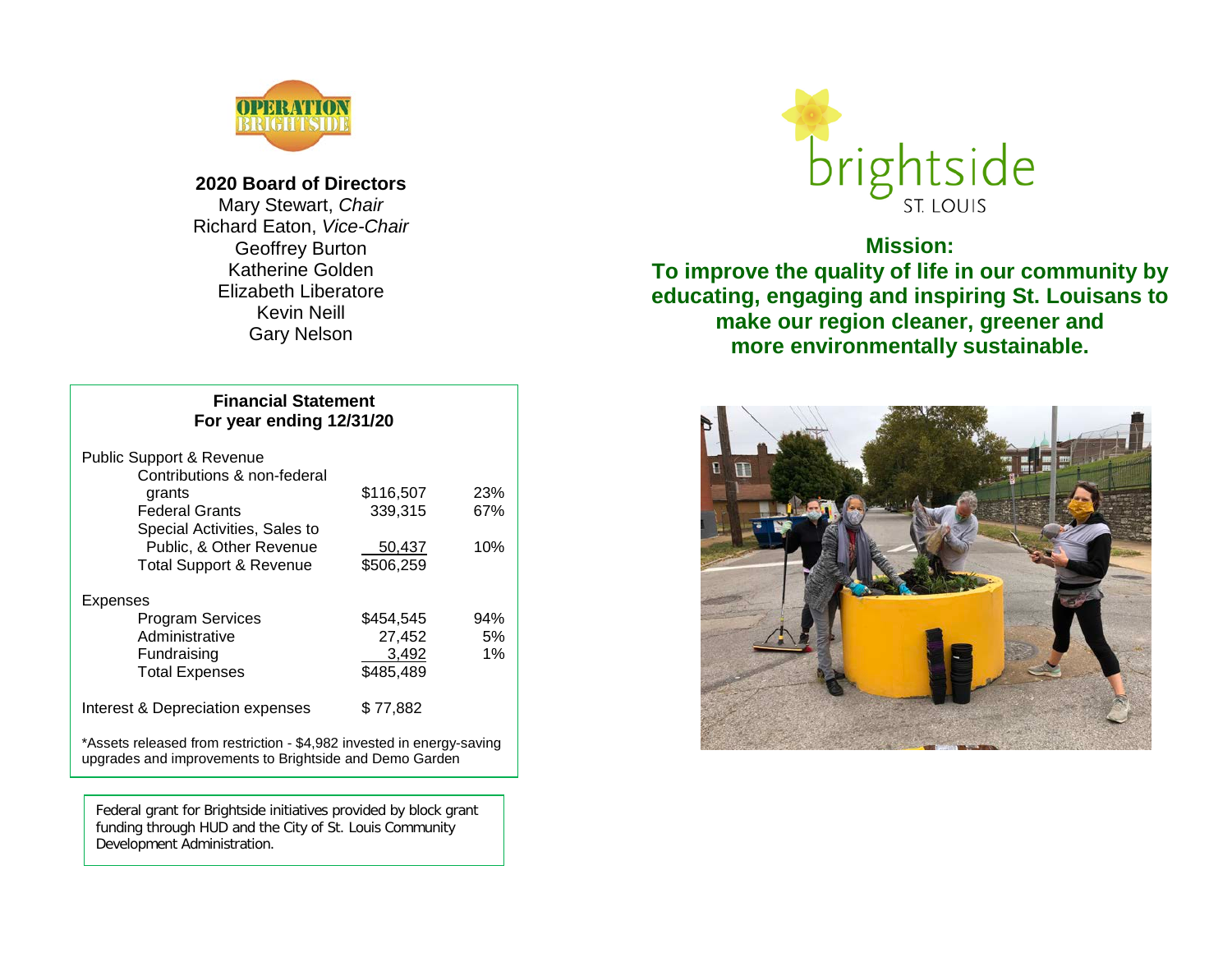OPERATION BRIGHTSIDE

## 2020 Board of Directors

Mary Stewart, *Chair*
Richard Eaton, *Vice-Chair*
Geoffrey Burton
Katherine Golden
Elizabeth Liberatore
Kevin Neill
Gary Nelson

### Financial Statement
### For year ending 12/31/20

| | | |
|---|---|---|
| **Public Support & Revenue** | | |
| Contributions & non-federal grants | $116,507 | 23% |
| Federal Grants | 339,315 | 67% |
| Special Activities, Sales to Public, & Other Revenue | 50,437 | 10% |
| Total Support & Revenue | $506,259 | |
| **Expenses** | | |
| Program Services | $454,545 | 94% |
| Administrative | 27,452 | 5% |
| Fundraising | 3,492 | 1% |
| Total Expenses | $485,489 | |
| Interest & Depreciation expenses | $ 77,882 | |

*Assets released from restriction - $4,982 invested in energy-saving upgrades and improvements to Brightside and Demo Garden

Federal grant for Brightside initiatives provided by block grant funding through HUD and the City of St. Louis Community Development Administration.

brightside
ST. LOUIS

**Mission:**
**To improve the quality of life in our community by educating, engaging and inspiring St. Louisans to make our region cleaner, greener and more environmentally sustainable.**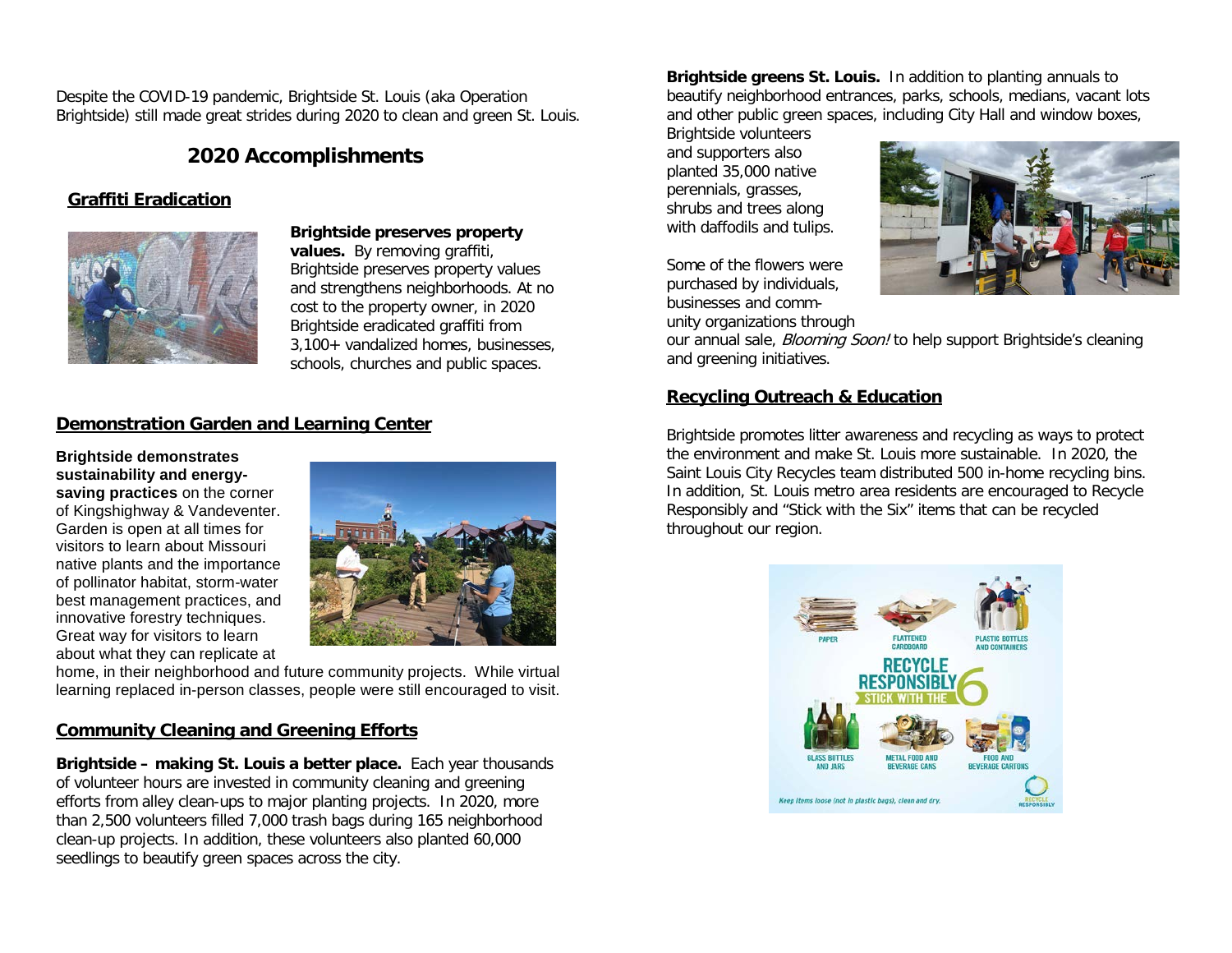Despite the COVID-19 pandemic, Brightside St. Louis (aka Operation Brightside) still made great strides during 2020 to clean and green St. Louis.

## 2020 Accomplishments

### Graffiti Eradication

**Brightside preserves property values.** By removing graffiti, Brightside preserves property values and strengthens neighborhoods. At no cost to the property owner, in 2020 Brightside eradicated graffiti from 3,100+ vandalized homes, businesses, schools, churches and public spaces.

### Demonstration Garden and Learning Center

**Brightside demonstrates sustainability and energy-saving practices** on the corner of Kingshighway & Vandeventer. Garden is open at all times for visitors to learn about Missouri native plants and the importance of pollinator habitat, storm-water best management practices, and innovative forestry techniques. Great way for visitors to learn about what they can replicate at home, in their neighborhood and future community projects. While virtual learning replaced in-person classes, people were still encouraged to visit.

### Community Cleaning and Greening Efforts

**Brightside – making St. Louis a better place.** Each year thousands of volunteer hours are invested in community cleaning and greening efforts from alley clean-ups to major planting projects. In 2020, more than 2,500 volunteers filled 7,000 trash bags during 165 neighborhood clean-up projects. In addition, these volunteers also planted 60,000 seedlings to beautify green spaces across the city.

**Brightside greens St. Louis.** In addition to planting annuals to beautify neighborhood entrances, parks, schools, medians, vacant lots and other public green spaces, including City Hall and window boxes, Brightside volunteers and supporters also planted 35,000 native perennials, grasses, shrubs and trees along with daffodils and tulips.

Some of the flowers were purchased by individuals, businesses and community organizations through our annual sale, *Blooming Soon!* to help support Brightside's cleaning and greening initiatives.

### Recycling Outreach & Education

Brightside promotes litter awareness and recycling as ways to protect the environment and make St. Louis more sustainable. In 2020, the Saint Louis City Recycles team distributed 500 in-home recycling bins. In addition, St. Louis metro area residents are encouraged to Recycle Responsibly and "Stick with the Six" items that can be recycled throughout our region.

PAPER

FLATTENED CARDBOARD

PLASTIC BOTTLES AND CONTAINERS

RECYCLE RESPONSIBLY

STICK WITH THE 6

GLASS BOTTLES AND JARS

METAL FOOD AND BEVERAGE CANS

FOOD AND BEVERAGE CARTONS

*Keep items loose (not in plastic bags), clean and dry.*

RECYCLE RESPONSIBLY